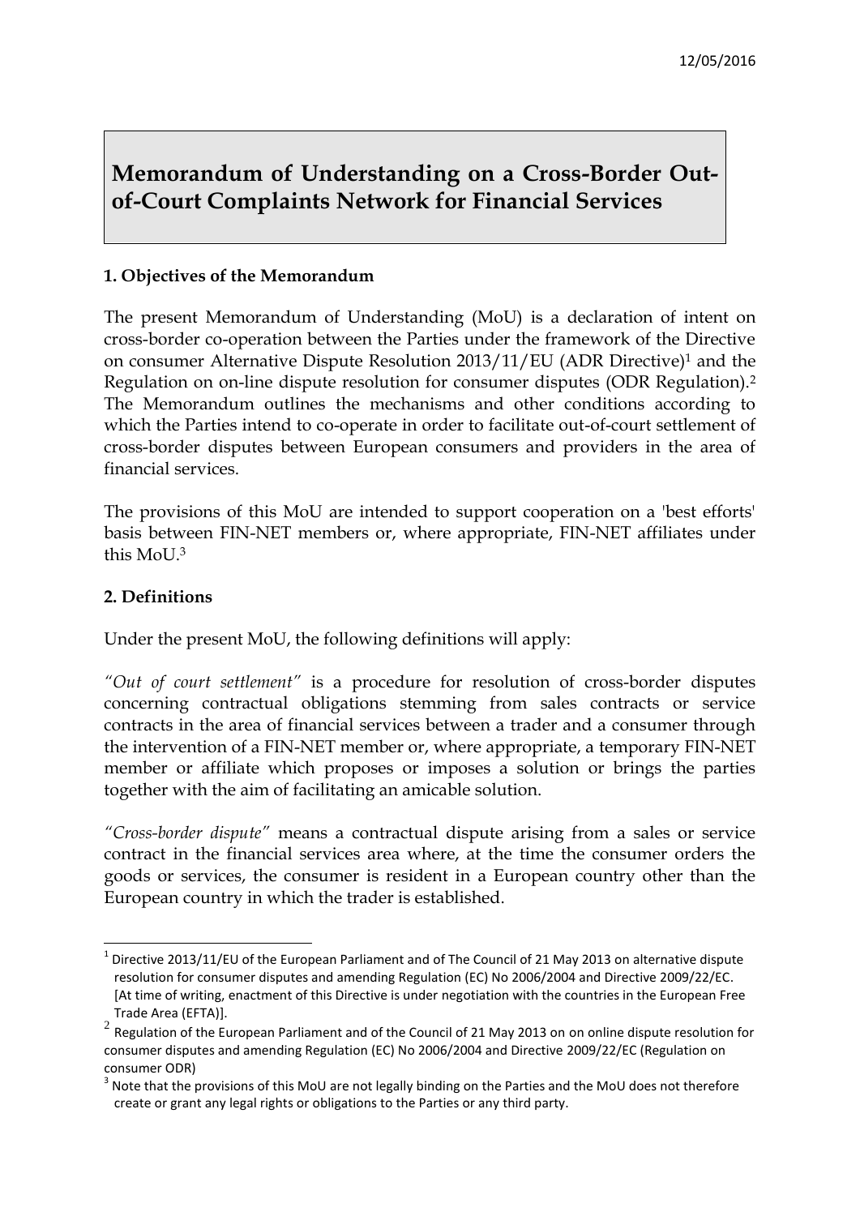12/05/2016

# Memorandum of Understanding on a Cross-Border Out-of-Court Complaints Network for Financial Services

## 1. Objectives of the Memorandum

The present Memorandum of Understanding (MoU) is a declaration of intent on cross-border co-operation between the Parties under the framework of the Directive on consumer Alternative Dispute Resolution 2013/11/EU (ADR Directive)[1] and the Regulation on on-line dispute resolution for consumer disputes (ODR Regulation).[2] The Memorandum outlines the mechanisms and other conditions according to which the Parties intend to co-operate in order to facilitate out-of-court settlement of cross-border disputes between European consumers and providers in the area of financial services.

The provisions of this MoU are intended to support cooperation on a 'best efforts' basis between FIN-NET members or, where appropriate, FIN-NET affiliates under this MoU.[3]

## 2. Definitions

Under the present MoU, the following definitions will apply:

*"Out of court settlement"* is a procedure for resolution of cross-border disputes concerning contractual obligations stemming from sales contracts or service contracts in the area of financial services between a trader and a consumer through the intervention of a FIN-NET member or, where appropriate, a temporary FIN-NET member or affiliate which proposes or imposes a solution or brings the parties together with the aim of facilitating an amicable solution.

*"Cross-border dispute"* means a contractual dispute arising from a sales or service contract in the financial services area where, at the time the consumer orders the goods or services, the consumer is resident in a European country other than the European country in which the trader is established.

---

[1] Directive 2013/11/EU of the European Parliament and of The Council of 21 May 2013 on alternative dispute resolution for consumer disputes and amending Regulation (EC) No 2006/2004 and Directive 2009/22/EC. [At time of writing, enactment of this Directive is under negotiation with the countries in the European Free Trade Area (EFTA)].

[2] Regulation of the European Parliament and of the Council of 21 May 2013 on on online dispute resolution for consumer disputes and amending Regulation (EC) No 2006/2004 and Directive 2009/22/EC (Regulation on consumer ODR)

[3] Note that the provisions of this MoU are not legally binding on the Parties and the MoU does not therefore create or grant any legal rights or obligations to the Parties or any third party.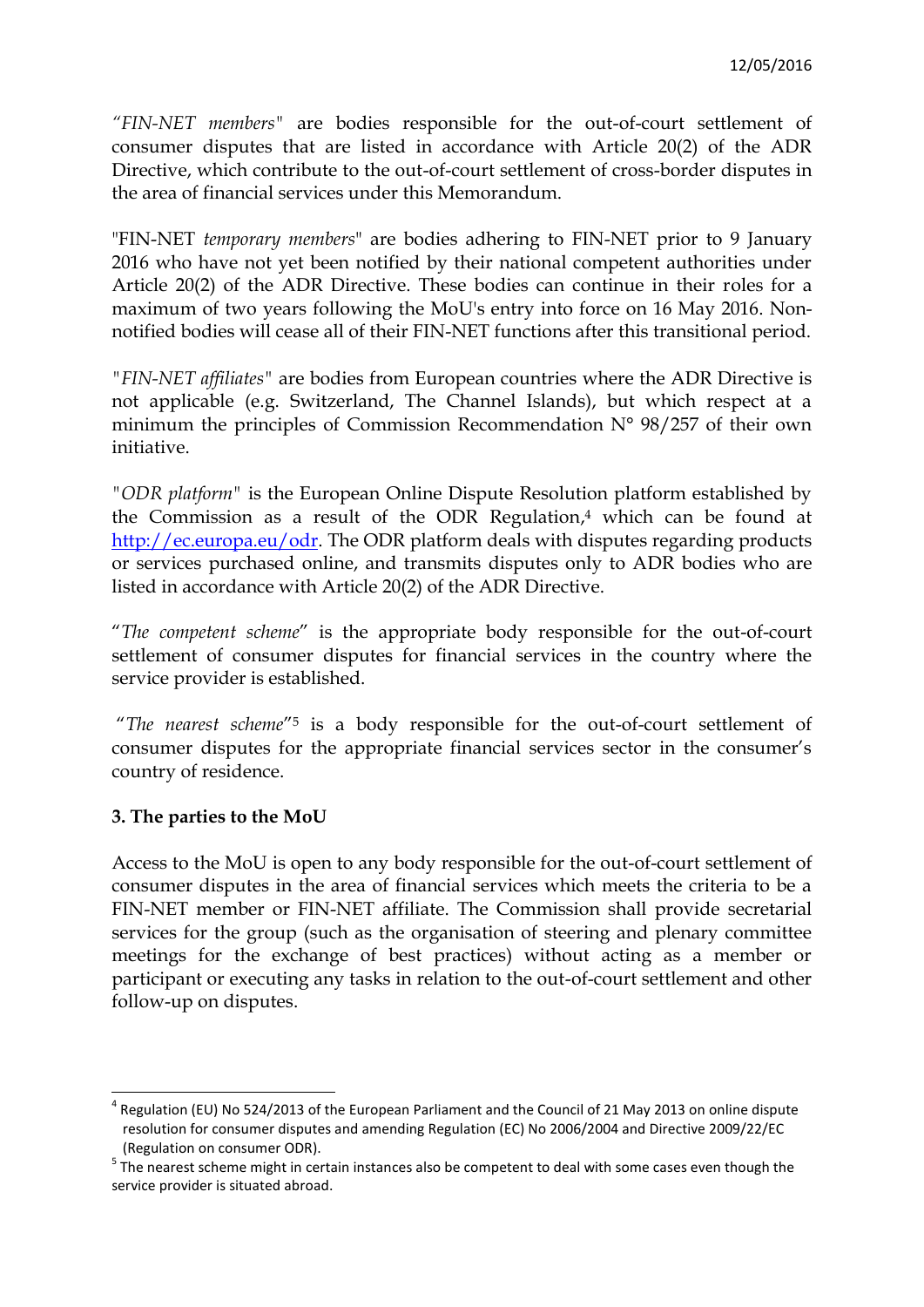*"FIN-NET members"* are bodies responsible for the out-of-court settlement of consumer disputes that are listed in accordance with Article 20(2) of the ADR Directive, which contribute to the out-of-court settlement of cross-border disputes in the area of financial services under this Memorandum.

"FIN-NET *temporary members*" are bodies adhering to FIN-NET prior to 9 January 2016 who have not yet been notified by their national competent authorities under Article 20(2) of the ADR Directive. These bodies can continue in their roles for a maximum of two years following the MoU's entry into force on 16 May 2016. Non-notified bodies will cease all of their FIN-NET functions after this transitional period.

*"FIN-NET affiliates"* are bodies from European countries where the ADR Directive is not applicable (e.g. Switzerland, The Channel Islands), but which respect at a minimum the principles of Commission Recommendation N° 98/257 of their own initiative.

*"ODR platform"* is the European Online Dispute Resolution platform established by the Commission as a result of the ODR Regulation,[4] which can be found at http://ec.europa.eu/odr. The ODR platform deals with disputes regarding products or services purchased online, and transmits disputes only to ADR bodies who are listed in accordance with Article 20(2) of the ADR Directive.

"*The competent scheme*" is the appropriate body responsible for the out-of-court settlement of consumer disputes for financial services in the country where the service provider is established.

"*The nearest scheme*"[5] is a body responsible for the out-of-court settlement of consumer disputes for the appropriate financial services sector in the consumer's country of residence.

## 3. The parties to the MoU

Access to the MoU is open to any body responsible for the out-of-court settlement of consumer disputes in the area of financial services which meets the criteria to be a FIN-NET member or FIN-NET affiliate. The Commission shall provide secretarial services for the group (such as the organisation of steering and plenary committee meetings for the exchange of best practices) without acting as a member or participant or executing any tasks in relation to the out-of-court settlement and other follow-up on disputes.

---

[4] Regulation (EU) No 524/2013 of the European Parliament and the Council of 21 May 2013 on online dispute resolution for consumer disputes and amending Regulation (EC) No 2006/2004 and Directive 2009/22/EC (Regulation on consumer ODR).

[5] The nearest scheme might in certain instances also be competent to deal with some cases even though the service provider is situated abroad.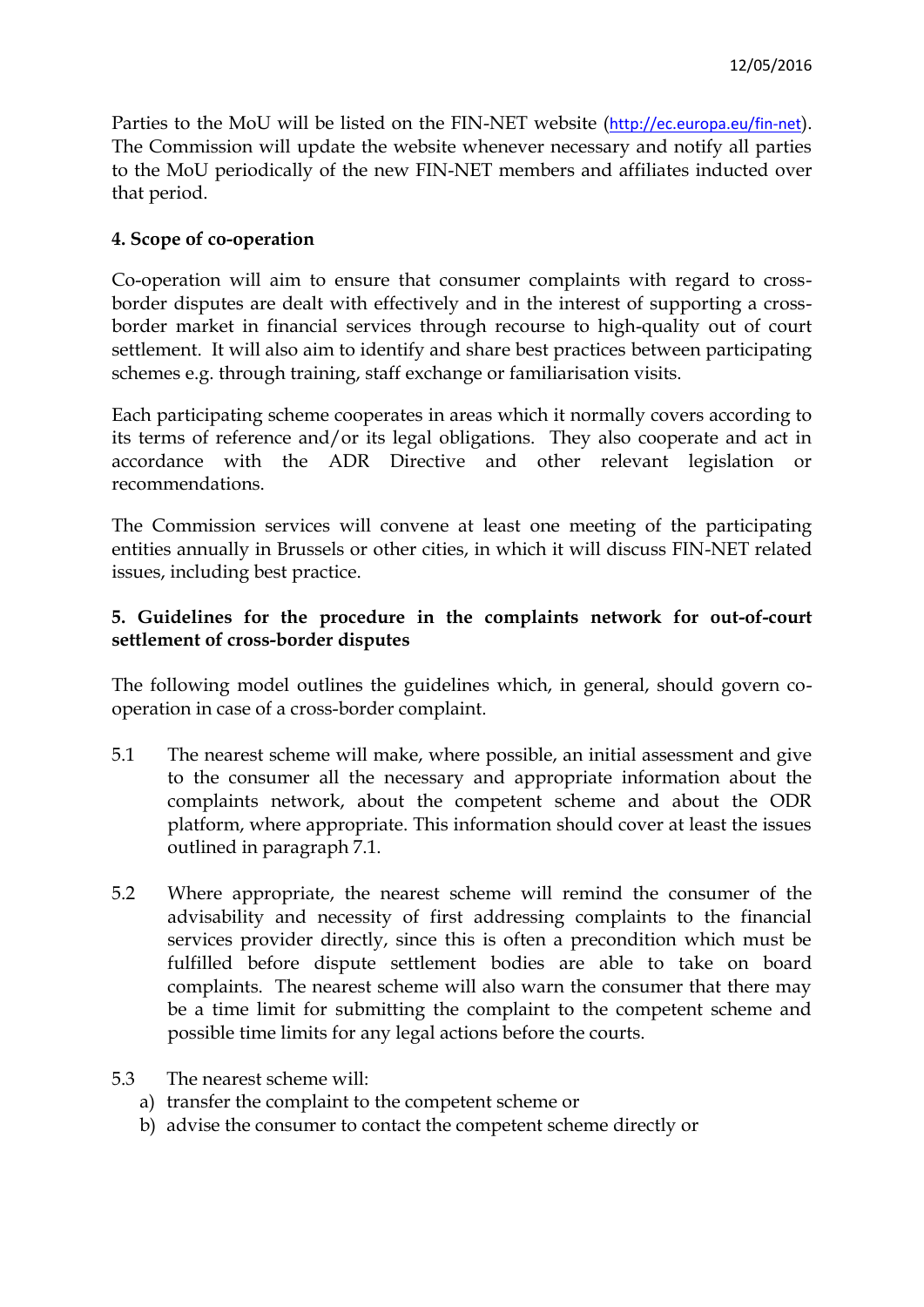Parties to the MoU will be listed on the FIN-NET website (http://ec.europa.eu/fin-net). The Commission will update the website whenever necessary and notify all parties to the MoU periodically of the new FIN-NET members and affiliates inducted over that period.

**4. Scope of co-operation**

Co-operation will aim to ensure that consumer complaints with regard to cross-border disputes are dealt with effectively and in the interest of supporting a cross-border market in financial services through recourse to high-quality out of court settlement. It will also aim to identify and share best practices between participating schemes e.g. through training, staff exchange or familiarisation visits.

Each participating scheme cooperates in areas which it normally covers according to its terms of reference and/or its legal obligations. They also cooperate and act in accordance with the ADR Directive and other relevant legislation or recommendations.

The Commission services will convene at least one meeting of the participating entities annually in Brussels or other cities, in which it will discuss FIN-NET related issues, including best practice.

**5. Guidelines for the procedure in the complaints network for out-of-court settlement of cross-border disputes**

The following model outlines the guidelines which, in general, should govern co-operation in case of a cross-border complaint.

5.1 The nearest scheme will make, where possible, an initial assessment and give to the consumer all the necessary and appropriate information about the complaints network, about the competent scheme and about the ODR platform, where appropriate. This information should cover at least the issues outlined in paragraph 7.1.

5.2 Where appropriate, the nearest scheme will remind the consumer of the advisability and necessity of first addressing complaints to the financial services provider directly, since this is often a precondition which must be fulfilled before dispute settlement bodies are able to take on board complaints. The nearest scheme will also warn the consumer that there may be a time limit for submitting the complaint to the competent scheme and possible time limits for any legal actions before the courts.

5.3 The nearest scheme will:

a) transfer the complaint to the competent scheme or
b) advise the consumer to contact the competent scheme directly or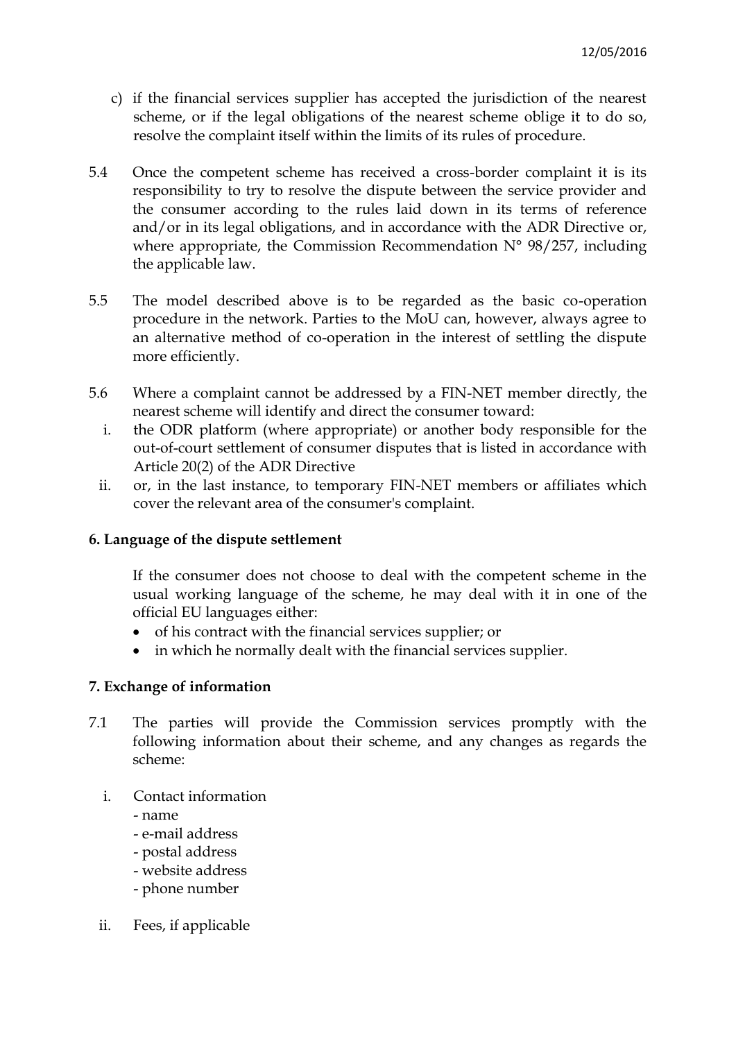c) if the financial services supplier has accepted the jurisdiction of the nearest scheme, or if the legal obligations of the nearest scheme oblige it to do so, resolve the complaint itself within the limits of its rules of procedure.

5.4 Once the competent scheme has received a cross-border complaint it is its responsibility to try to resolve the dispute between the service provider and the consumer according to the rules laid down in its terms of reference and/or in its legal obligations, and in accordance with the ADR Directive or, where appropriate, the Commission Recommendation N° 98/257, including the applicable law.

5.5 The model described above is to be regarded as the basic co-operation procedure in the network. Parties to the MoU can, however, always agree to an alternative method of co-operation in the interest of settling the dispute more efficiently.

5.6 Where a complaint cannot be addressed by a FIN-NET member directly, the nearest scheme will identify and direct the consumer toward:

i. the ODR platform (where appropriate) or another body responsible for the out-of-court settlement of consumer disputes that is listed in accordance with Article 20(2) of the ADR Directive

ii. or, in the last instance, to temporary FIN-NET members or affiliates which cover the relevant area of the consumer's complaint.

**6. Language of the dispute settlement**

If the consumer does not choose to deal with the competent scheme in the usual working language of the scheme, he may deal with it in one of the official EU languages either:

- of his contract with the financial services supplier; or
- in which he normally dealt with the financial services supplier.

**7. Exchange of information**

7.1 The parties will provide the Commission services promptly with the following information about their scheme, and any changes as regards the scheme:

i. Contact information
   - name
   - e-mail address
   - postal address
   - website address
   - phone number

ii. Fees, if applicable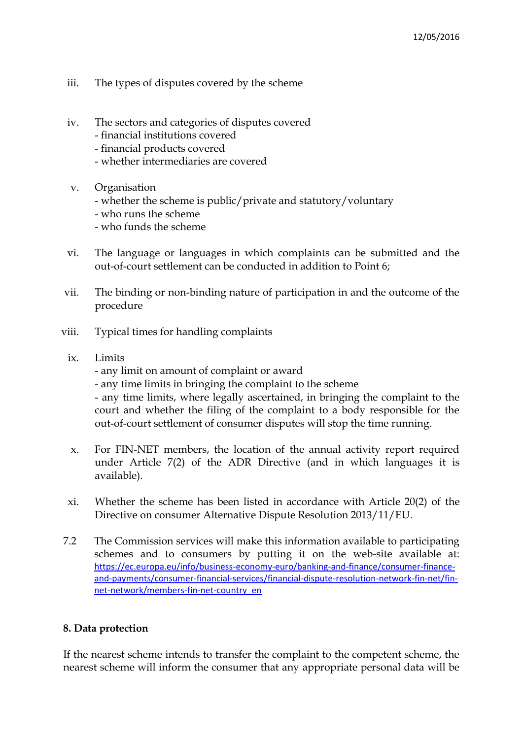iii. The types of disputes covered by the scheme

iv. The sectors and categories of disputes covered
- financial institutions covered
- financial products covered
- whether intermediaries are covered

v. Organisation
- whether the scheme is public/private and statutory/voluntary
- who runs the scheme
- who funds the scheme

vi. The language or languages in which complaints can be submitted and the out-of-court settlement can be conducted in addition to Point 6;

vii. The binding or non-binding nature of participation in and the outcome of the procedure

viii. Typical times for handling complaints

ix. Limits
- any limit on amount of complaint or award
- any time limits in bringing the complaint to the scheme
- any time limits, where legally ascertained, in bringing the complaint to the court and whether the filing of the complaint to a body responsible for the out-of-court settlement of consumer disputes will stop the time running.

x. For FIN-NET members, the location of the annual activity report required under Article 7(2) of the ADR Directive (and in which languages it is available).

xi. Whether the scheme has been listed in accordance with Article 20(2) of the Directive on consumer Alternative Dispute Resolution 2013/11/EU.

7.2 The Commission services will make this information available to participating schemes and to consumers by putting it on the web-site available at: https://ec.europa.eu/info/business-economy-euro/banking-and-finance/consumer-finance-and-payments/consumer-financial-services/financial-dispute-resolution-network-fin-net/fin-net-network/members-fin-net-country_en

**8. Data protection**

If the nearest scheme intends to transfer the complaint to the competent scheme, the nearest scheme will inform the consumer that any appropriate personal data will be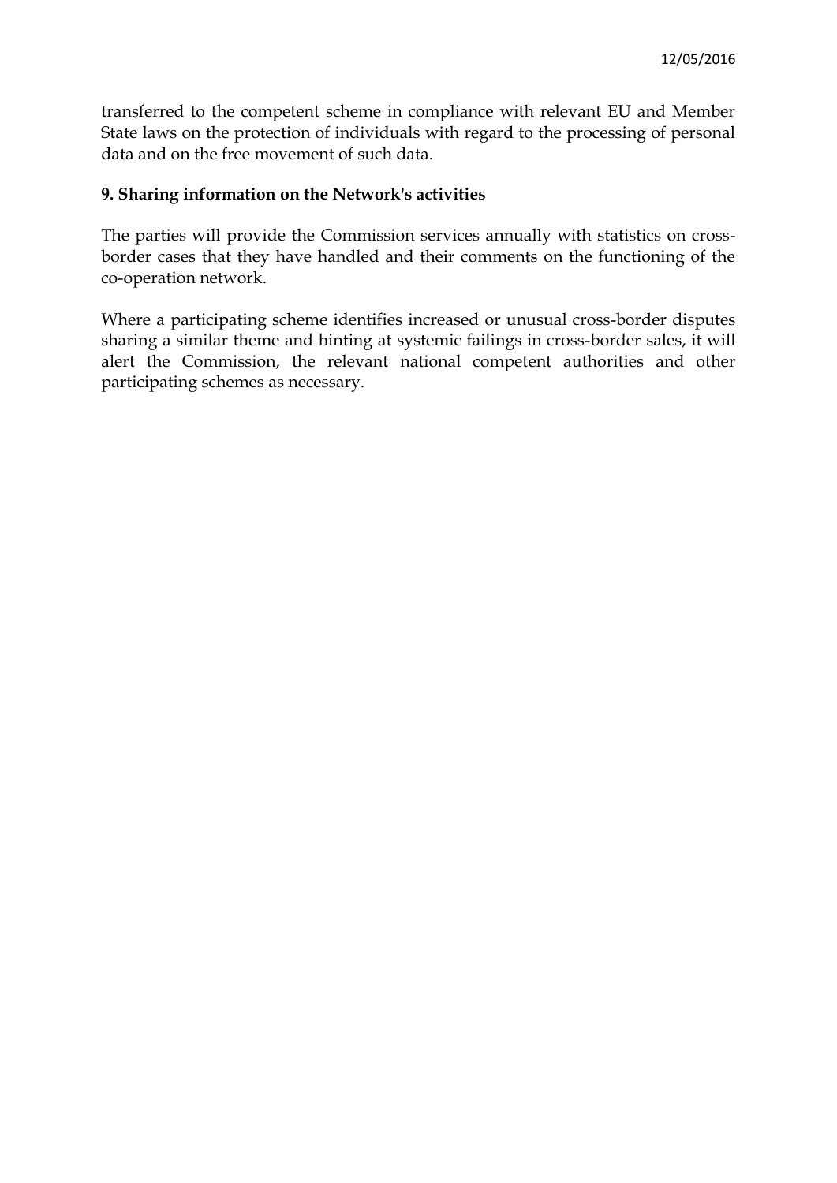transferred to the competent scheme in compliance with relevant EU and Member State laws on the protection of individuals with regard to the processing of personal data and on the free movement of such data.

**9. Sharing information on the Network's activities**

The parties will provide the Commission services annually with statistics on cross-border cases that they have handled and their comments on the functioning of the co-operation network.

Where a participating scheme identifies increased or unusual cross-border disputes sharing a similar theme and hinting at systemic failings in cross-border sales, it will alert the Commission, the relevant national competent authorities and other participating schemes as necessary.